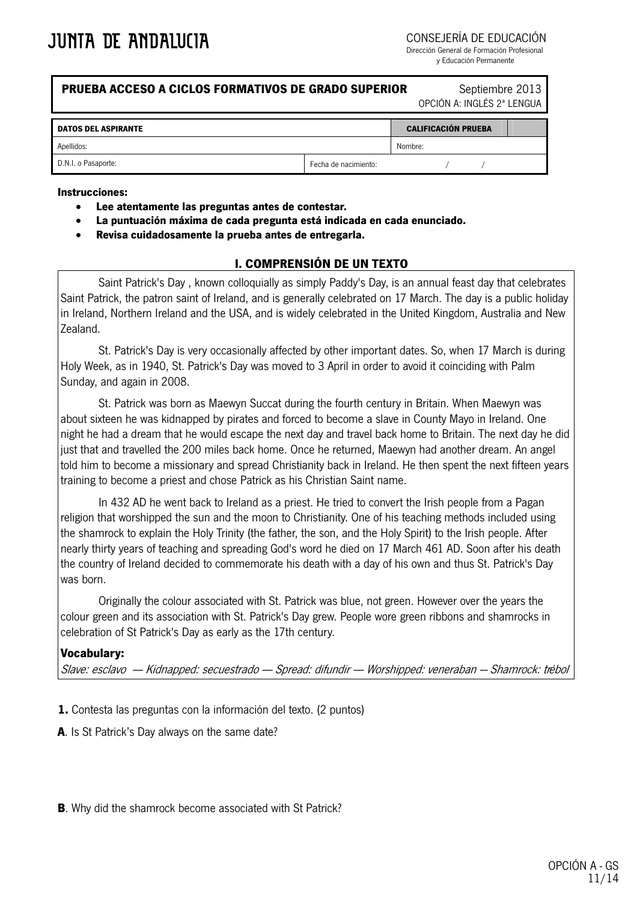# JUNTA DE ANDALUCIA

CONSEJERÍA DE EDUCACIÓN
Dirección General de Formación Profesional
y Educación Permanente

| **PRUEBA ACCESO A CICLOS FORMATIVOS DE GRADO SUPERIOR** | Septiembre 2013<br>OPCIÓN A: INGLÉS 2ª LENGUA |
|---|---|

| **DATOS DEL ASPIRANTE** | | **CALIFICACIÓN PRUEBA** | |
|---|---|---|---|
| Apellidos: | | Nombre: | |
| D.N.I. o Pasaporte: | Fecha de nacimiento: / / | | |

**Instrucciones:**

- **Lee atentamente las preguntas antes de contestar.**
- **La puntuación máxima de cada pregunta está indicada en cada enunciado.**
- **Revisa cuidadosamente la prueba antes de entregarla.**

## I. COMPRENSIÓN DE UN TEXTO

Saint Patrick's Day , known colloquially as simply Paddy's Day, is an annual feast day that celebrates Saint Patrick, the patron saint of Ireland, and is generally celebrated on 17 March. The day is a public holiday in Ireland, Northern Ireland and the USA, and is widely celebrated in the United Kingdom, Australia and New Zealand.

St. Patrick's Day is very occasionally affected by other important dates. So, when 17 March is during Holy Week, as in 1940, St. Patrick's Day was moved to 3 April in order to avoid it coinciding with Palm Sunday, and again in 2008.

St. Patrick was born as Maewyn Succat during the fourth century in Britain. When Maewyn was about sixteen he was kidnapped by pirates and forced to become a slave in County Mayo in Ireland. One night he had a dream that he would escape the next day and travel back home to Britain. The next day he did just that and travelled the 200 miles back home. Once he returned, Maewyn had another dream. An angel told him to become a missionary and spread Christianity back in Ireland. He then spent the next fifteen years training to become a priest and chose Patrick as his Christian Saint name.

In 432 AD he went back to Ireland as a priest. He tried to convert the Irish people from a Pagan religion that worshipped the sun and the moon to Christianity. One of his teaching methods included using the shamrock to explain the Holy Trinity (the father, the son, and the Holy Spirit) to the Irish people. After nearly thirty years of teaching and spreading God's word he died on 17 March 461 AD. Soon after his death the country of Ireland decided to commemorate his death with a day of his own and thus St. Patrick's Day was born.

Originally the colour associated with St. Patrick was blue, not green. However over the years the colour green and its association with St. Patrick's Day grew. People wore green ribbons and shamrocks in celebration of St Patrick's Day as early as the 17th century.

**Vocabulary:**
*Slave: esclavo — Kidnapped: secuestrado — Spread: difundir — Worshipped: veneraban — Shamrock: trébol*

**1.** Contesta las preguntas con la información del texto. (2 puntos)

**A**. Is St Patrick's Day always on the same date?

**B**. Why did the shamrock become associated with St Patrick?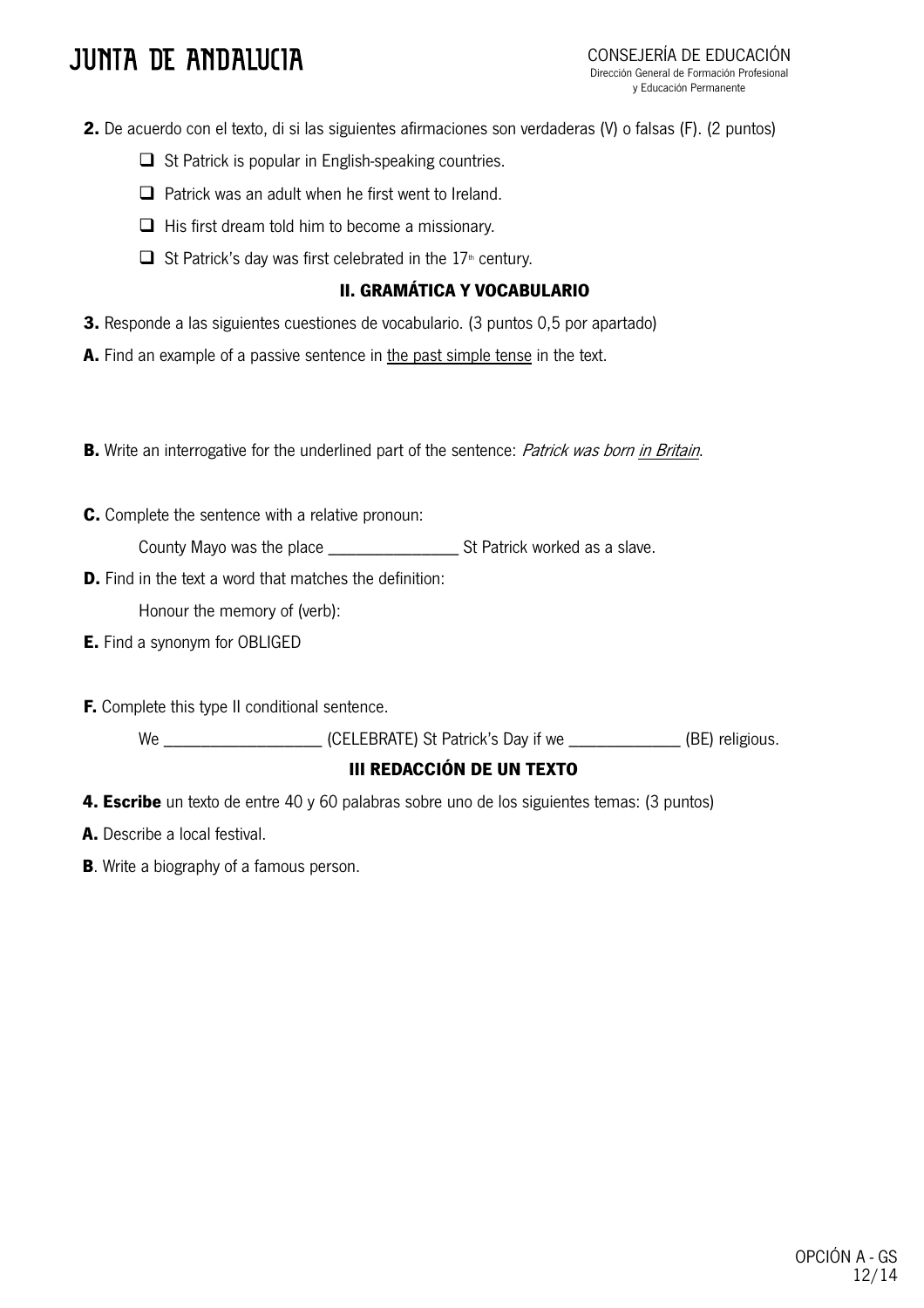**2.** De acuerdo con el texto, di si las siguientes afirmaciones son verdaderas (V) o falsas (F). (2 puntos)

- ☐ St Patrick is popular in English-speaking countries.
- ☐ Patrick was an adult when he first went to Ireland.
- ☐ His first dream told him to become a missionary.
- ☐ St Patrick's day was first celebrated in the 17th century.

## II. GRAMÁTICA Y VOCABULARIO

**3.** Responde a las siguientes cuestiones de vocabulario. (3 puntos 0,5 por apartado)

**A.** Find an example of a passive sentence in <u>the past simple tense</u> in the text.

**B.** Write an interrogative for the underlined part of the sentence: *Patrick was born <u>in Britain</u>*.

**C.** Complete the sentence with a relative pronoun:

County Mayo was the place _______________ St Patrick worked as a slave.

**D.** Find in the text a word that matches the definition:

Honour the memory of (verb):

**E.** Find a synonym for OBLIGED

**F.** Complete this type II conditional sentence.

We __________________ (CELEBRATE) St Patrick's Day if we _____________ (BE) religious.

## III REDACCIÓN DE UN TEXTO

**4. Escribe** un texto de entre 40 y 60 palabras sobre uno de los siguientes temas: (3 puntos)

**A.** Describe a local festival.

**B**. Write a biography of a famous person.